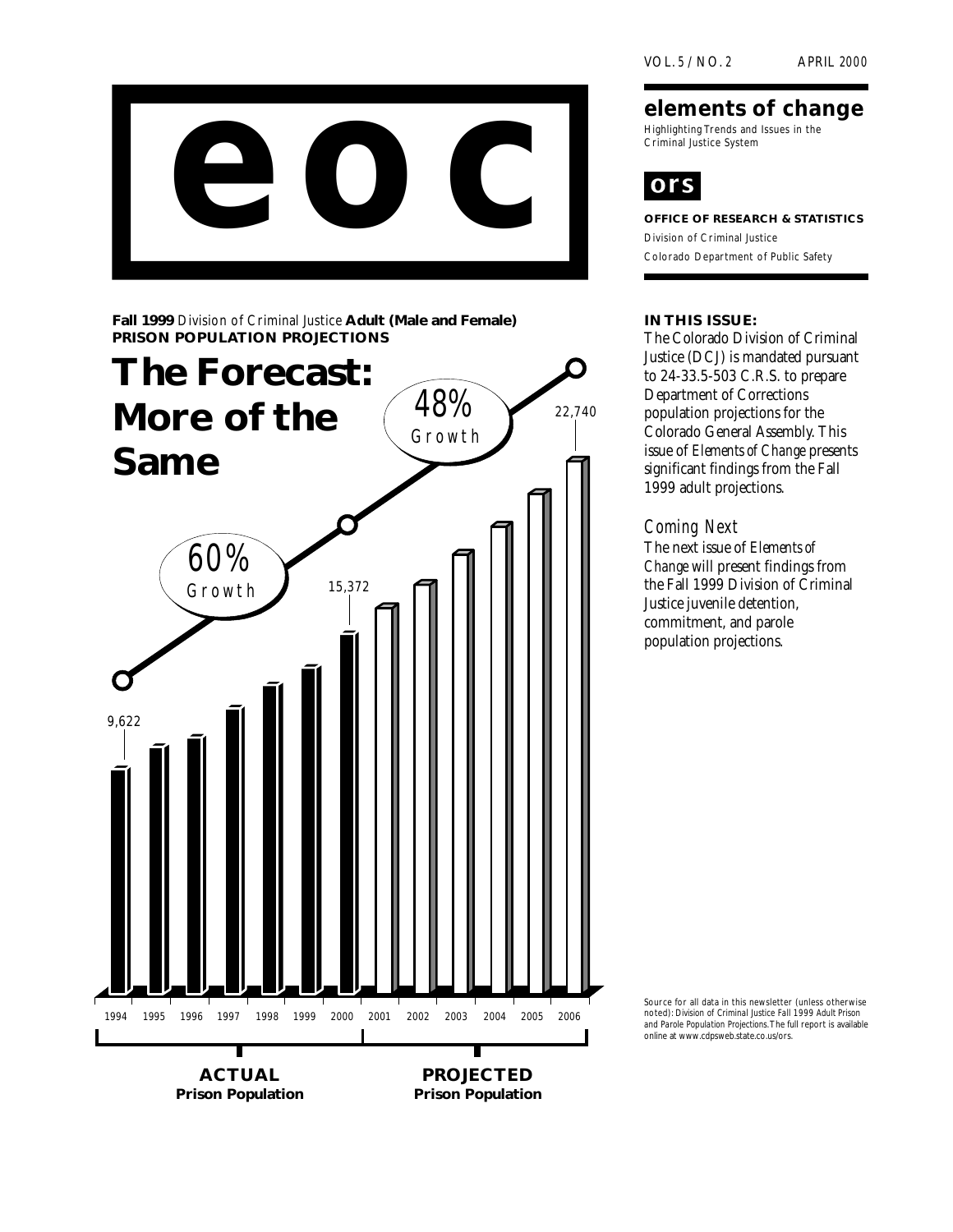# eoc

## elements of change

Highlighting Trends and Issues in the Criminal Justice System

**ors**

**OFFICE OF RESEARCH & STATISTICS**
Division of Criminal Justice
Colorado Department of Public Safety

**Fall 1999** Division of Criminal Justice **Adult (Male and Female) PRISON POPULATION PROJECTIONS**

# The Forecast: More of the Same

60% Growth

48% Growth

9,622

15,372

22,740

1994 1995 1996 1997 1998 1999 2000 2001 2002 2003 2004 2005 2006

**ACTUAL**
**Prison Population**

**PROJECTED**
**Prison Population**

**IN THIS ISSUE:**

The Colorado Division of Criminal Justice (DCJ) is mandated pursuant to 24-33.5-503 C.R.S. to prepare Department of Corrections population projections for the Colorado General Assembly. This issue of *Elements of Change* presents significant findings from the Fall 1999 adult projections.

### *Coming Next*

The next issue of *Elements of Change* will present findings from the Fall 1999 Division of Criminal Justice juvenile detention, commitment, and parole population projections.

Source for all data in this newsletter (unless otherwise noted): Division of Criminal Justice Fall 1999 Adult Prison and Parole Population Projections. The full report is available online at www.cdpsweb.state.co.us/ors.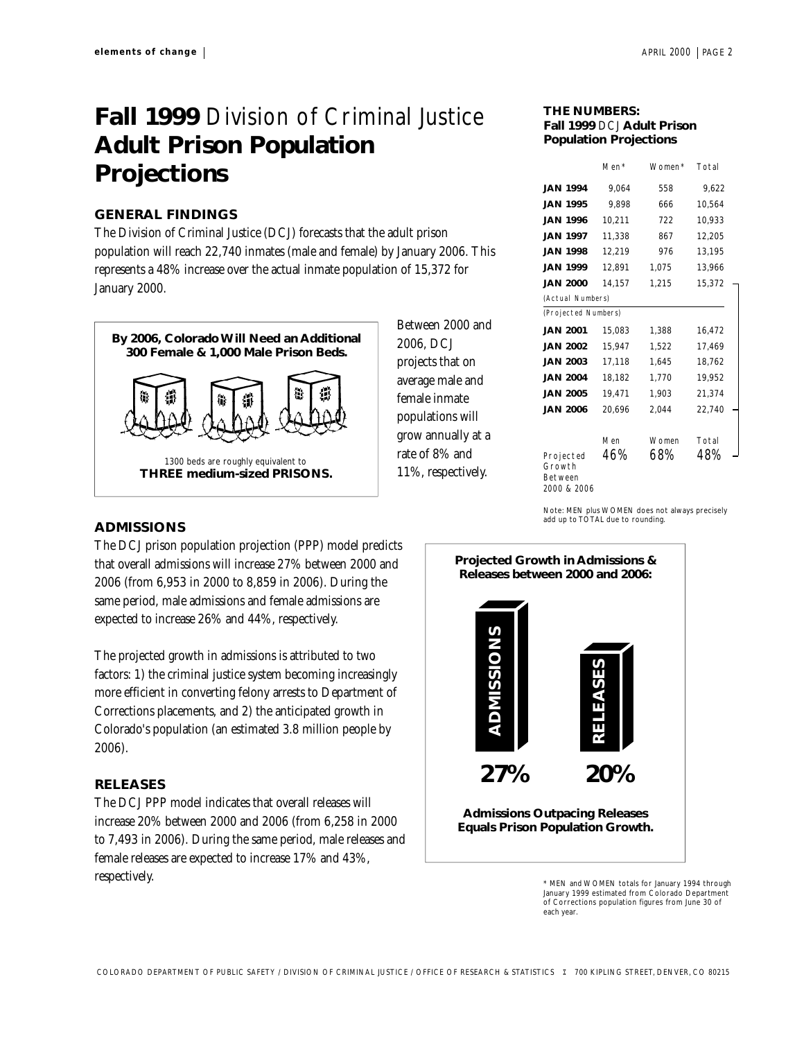# **Fall 1999** Division of Criminal Justice **Adult Prison Population Projections**

### GENERAL FINDINGS

The Division of Criminal Justice (DCJ) forecasts that the adult prison population will reach 22,740 inmates (male and female) by January 2006. This represents a 48% increase over the actual inmate population of 15,372 for January 2000.

**By 2006, Colorado Will Need an Additional 300 Female & 1,000 Male Prison Beds.**

1300 beds are roughly equivalent to **THREE medium-sized PRISONS.**

Between 2000 and 2006, DCJ projects that on average male and female inmate populations will grow annually at a rate of 8% and 11%, respectively.

### ADMISSIONS

The DCJ prison population projection (PPP) model predicts that overall admissions will increase 27% between 2000 and 2006 (from 6,953 in 2000 to 8,859 in 2006). During the same period, male admissions and female admissions are expected to increase 26% and 44%, respectively.

The projected growth in admissions is attributed to two factors: 1) the criminal justice system becoming increasingly more efficient in converting felony arrests to Department of Corrections placements, and 2) the anticipated growth in Colorado's population (an estimated 3.8 million people by 2006).

### RELEASES

The DCJ PPP model indicates that overall releases will increase 20% between 2000 and 2006 (from 6,258 in 2000 to 7,493 in 2006). During the same period, male releases and female releases are expected to increase 17% and 43%, respectively.

**THE NUMBERS: Fall 1999 DCJ Adult Prison Population Projections**

| | Men* | Women* | Total |
|---|---|---|---|
| **JAN 1994** | 9,064 | 558 | 9,622 |
| **JAN 1995** | 9,898 | 666 | 10,564 |
| **JAN 1996** | 10,211 | 722 | 10,933 |
| **JAN 1997** | 11,338 | 867 | 12,205 |
| **JAN 1998** | 12,219 | 976 | 13,195 |
| **JAN 1999** | 12,891 | 1,075 | 13,966 |
| **JAN 2000** | 14,157 | 1,215 | 15,372 |
| *(Actual Numbers)* | | | |
| *(Projected Numbers)* | | | |
| **JAN 2001** | 15,083 | 1,388 | 16,472 |
| **JAN 2002** | 15,947 | 1,522 | 17,469 |
| **JAN 2003** | 17,118 | 1,645 | 18,762 |
| **JAN 2004** | 18,182 | 1,770 | 19,952 |
| **JAN 2005** | 19,471 | 1,903 | 21,374 |
| **JAN 2006** | 20,696 | 2,044 | 22,740 |
| | Men | Women | Total |
| Projected Growth Between 2000 & 2006 | 46% | 68% | 48% |

Note: MEN plus WOMEN does not always precisely add up to TOTAL due to rounding.

**Projected Growth in Admissions & Releases between 2000 and 2006:**

ADMISSIONS **27%** RELEASES **20%**

**Admissions Outpacing Releases Equals Prison Population Growth.**

* MEN and WOMEN totals for January 1994 through January 1999 estimated from Colorado Department of Corrections population figures from June 30 of each year.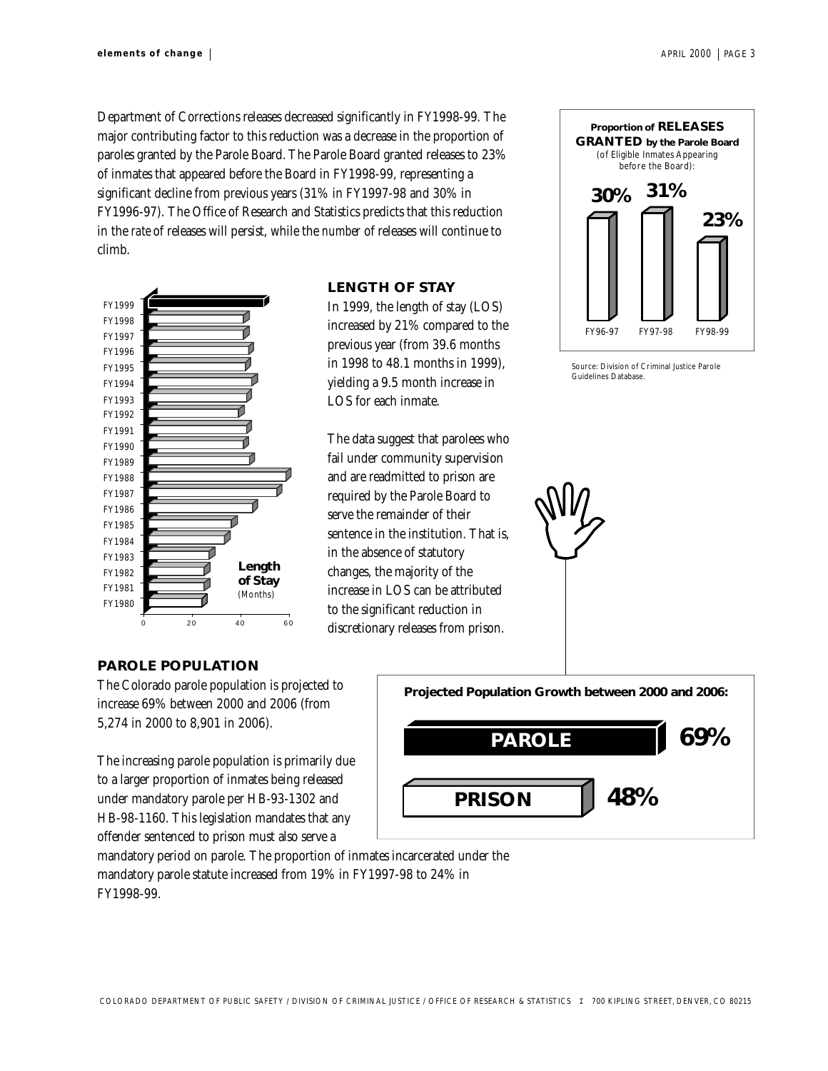Department of Corrections releases decreased significantly in FY1998-99. The major contributing factor to this reduction was a decrease in the proportion of paroles granted by the Parole Board. The Parole Board granted releases to 23% of inmates that appeared before the Board in FY1998-99, representing a significant decline from previous years (31% in FY1997-98 and 30% in FY1996-97). The Office of Research and Statistics predicts that this reduction in the *rate* of releases will persist, while the *number* of releases will continue to climb.

**Proportion of RELEASES GRANTED by the Parole Board** (of Eligible Inmates Appearing before the Board):

| FY96-97 | FY97-98 | FY98-99 |
|---|---|---|
| 30% | 31% | 23% |

Source: Division of Criminal Justice Parole Guidelines Database.

## LENGTH OF STAY

In 1999, the length of stay (LOS) increased by 21% compared to the previous year (from 39.6 months in 1998 to 48.1 months in 1999), yielding a 9.5 month increase in LOS for each inmate.

The data suggest that parolees who fail under community supervision and are readmitted to prison are required by the Parole Board to serve the remainder of their sentence in the institution. That is, in the absence of statutory changes, the majority of the increase in LOS can be attributed to the significant reduction in discretionary releases from prison.

**Length of Stay** (Months)

## PAROLE POPULATION

The Colorado parole population is projected to increase 69% between 2000 and 2006 (from 5,274 in 2000 to 8,901 in 2006).

The increasing parole population is primarily due to a larger proportion of inmates being released under mandatory parole per HB-93-1302 and HB-98-1160. This legislation mandates that any offender sentenced to prison must also serve a mandatory period on parole. The proportion of inmates incarcerated under the mandatory parole statute increased from 19% in FY1997-98 to 24% in FY1998-99.

**Projected Population Growth between 2000 and 2006:**

| | |
|---|---|
| PAROLE | 69% |
| PRISON | 48% |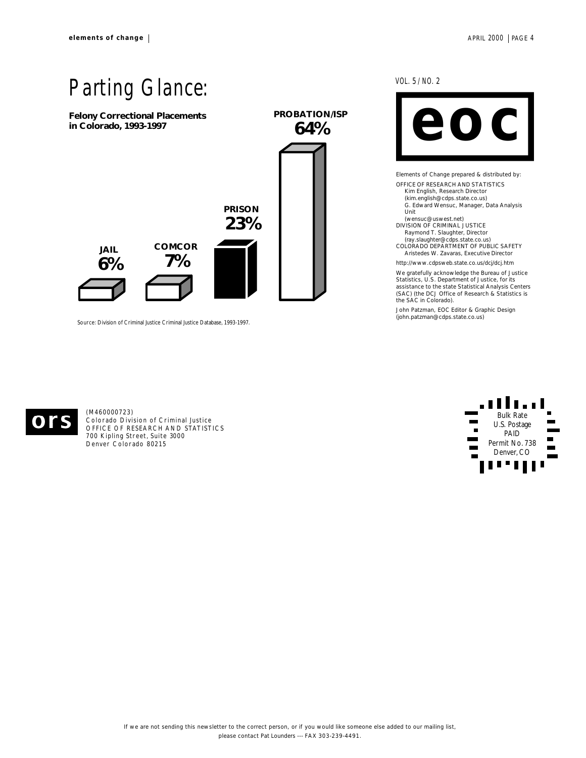# Parting Glance:

**Felony Correctional Placements in Colorado, 1993-1997**

JAIL
6%

COMCOR
7%

PRISON
23%

PROBATION/ISP
64%

Source: Division of Criminal Justice Criminal Justice Database, 1993-1997.

VOL. 5 / NO. 2

**eoc**

Elements of Change prepared & distributed by:

OFFICE OF RESEARCH AND STATISTICS
Kim English, Research Director
(kim.english@cdps.state.co.us)
G. Edward Wensuc, Manager, Data Analysis Unit
(wensuc@uswest.net)
DIVISION OF CRIMINAL JUSTICE
Raymond T. Slaughter, Director
(ray.slaughter@cdps.state.co.us)
COLORADO DEPARTMENT OF PUBLIC SAFETY
Aristedes W. Zavaras, Executive Director

http://www.cdpsweb.state.co.us/dcj/dcj.htm

We gratefully acknowledge the Bureau of Justice Statistics, U.S. Department of Justice, for its assistance to the state Statistical Analysis Centers (SAC) (the DCJ Office of Research & Statistics is the SAC in Colorado).

John Patzman, EOC Editor & Graphic Design
(john.patzman@cdps.state.co.us)

**ors**

(M460000723)
Colorado Division of Criminal Justice
OFFICE OF RESEARCH AND STATISTICS
700 Kipling Street, Suite 3000
Denver Colorado 80215

Bulk Rate
U.S. Postage
PAID
Permit No. 738
Denver, CO

If we are not sending this newsletter to the correct person, or if you would like someone else added to our mailing list, please contact Pat Lounders --- FAX 303-239-4491.